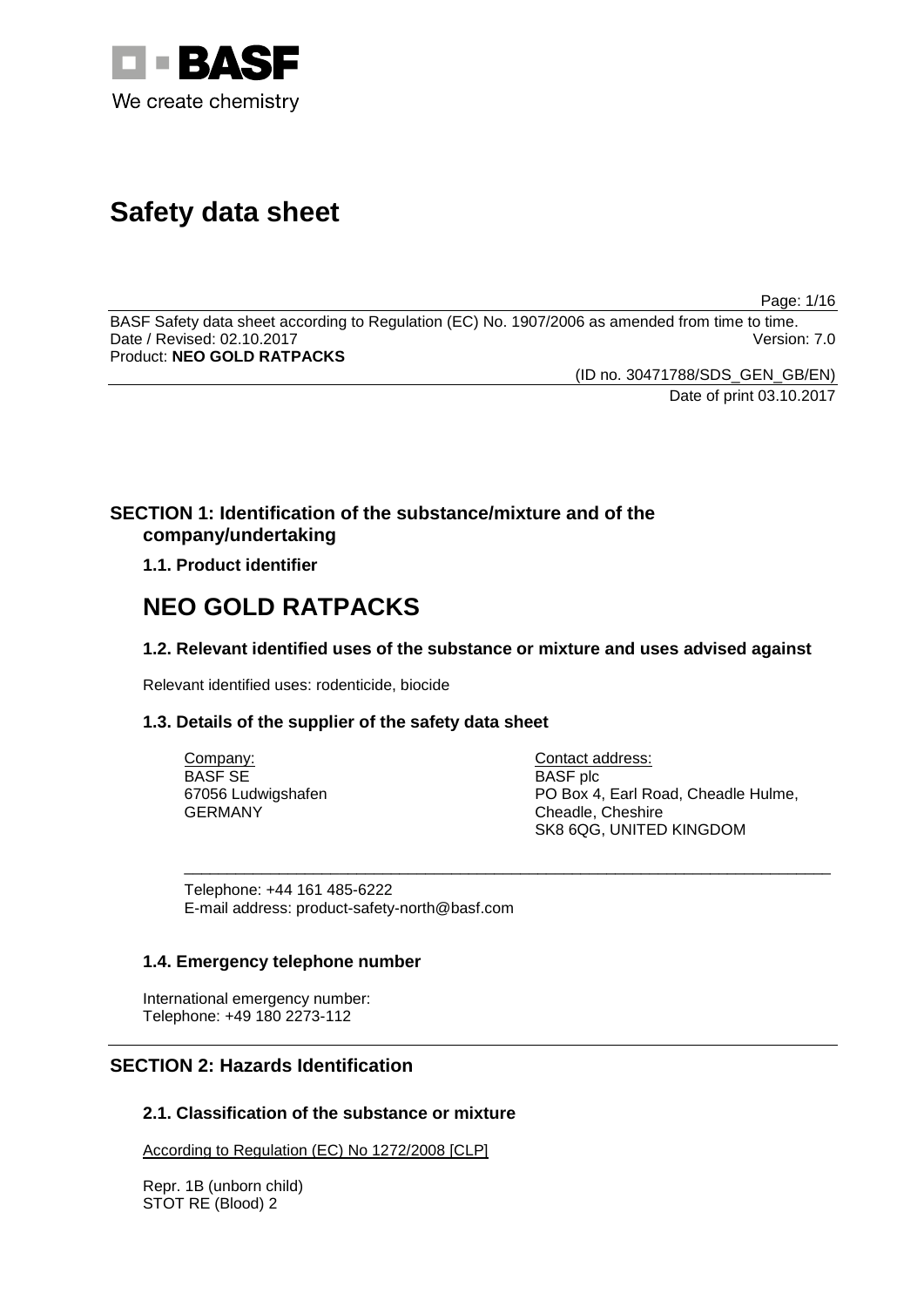BASF
We create chemistry

# Safety data sheet

BASF Safety data sheet according to Regulation (EC) No. 1907/2006 as amended from time to time.
Date / Revised: 02.10.2017 Version: 7.0
Product: **NEO GOLD RATPACKS**

(ID no. 30471788/SDS_GEN_GB/EN)
Date of print 03.10.2017

## SECTION 1: Identification of the substance/mixture and of the company/undertaking

### 1.1. Product identifier

# NEO GOLD RATPACKS

### 1.2. Relevant identified uses of the substance or mixture and uses advised against

Relevant identified uses: rodenticide, biocide

### 1.3. Details of the supplier of the safety data sheet

| Company: | Contact address: |
|---|---|
| BASF SE | BASF plc |
| 67056 Ludwigshafen | PO Box 4, Earl Road, Cheadle Hulme, |
| GERMANY | Cheadle, Cheshire |
| | SK8 6QG, UNITED KINGDOM |

Telephone: +44 161 485-6222
E-mail address: product-safety-north@basf.com

### 1.4. Emergency telephone number

International emergency number:
Telephone: +49 180 2273-112

## SECTION 2: Hazards Identification

### 2.1. Classification of the substance or mixture

According to Regulation (EC) No 1272/2008 [CLP]

Repr. 1B (unborn child)
STOT RE (Blood) 2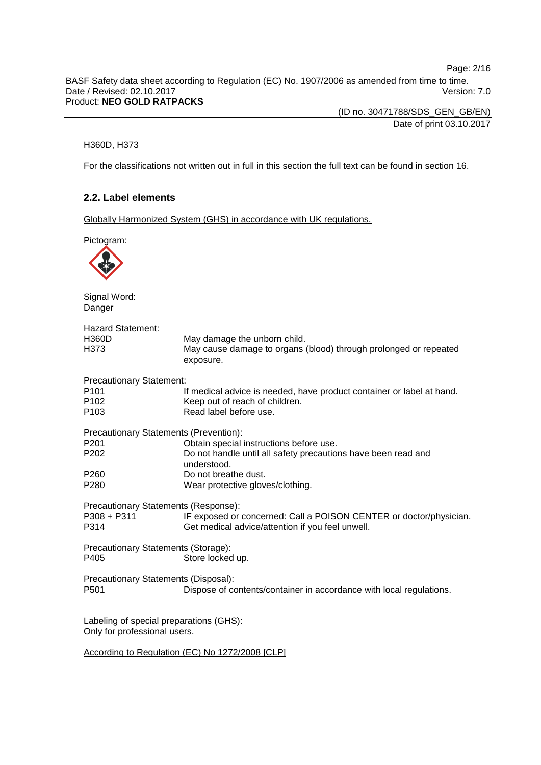H360D, H373

For the classifications not written out in full in this section the full text can be found in section 16.

## 2.2. Label elements

Globally Harmonized System (GHS) in accordance with UK regulations.

Pictogram:

Signal Word:
Danger

Hazard Statement:

| | |
|---|---|
| H360D | May damage the unborn child. |
| H373 | May cause damage to organs (blood) through prolonged or repeated exposure. |

Precautionary Statement:

| | |
|---|---|
| P101 | If medical advice is needed, have product container or label at hand. |
| P102 | Keep out of reach of children. |
| P103 | Read label before use. |

Precautionary Statements (Prevention):

| | |
|---|---|
| P201 | Obtain special instructions before use. |
| P202 | Do not handle until all safety precautions have been read and understood. |
| P260 | Do not breathe dust. |
| P280 | Wear protective gloves/clothing. |

Precautionary Statements (Response):

| | |
|---|---|
| P308 + P311 | IF exposed or concerned: Call a POISON CENTER or doctor/physician. |
| P314 | Get medical advice/attention if you feel unwell. |

Precautionary Statements (Storage):

| | |
|---|---|
| P405 | Store locked up. |

Precautionary Statements (Disposal):

| | |
|---|---|
| P501 | Dispose of contents/container in accordance with local regulations. |

Labeling of special preparations (GHS):
Only for professional users.

According to Regulation (EC) No 1272/2008 [CLP]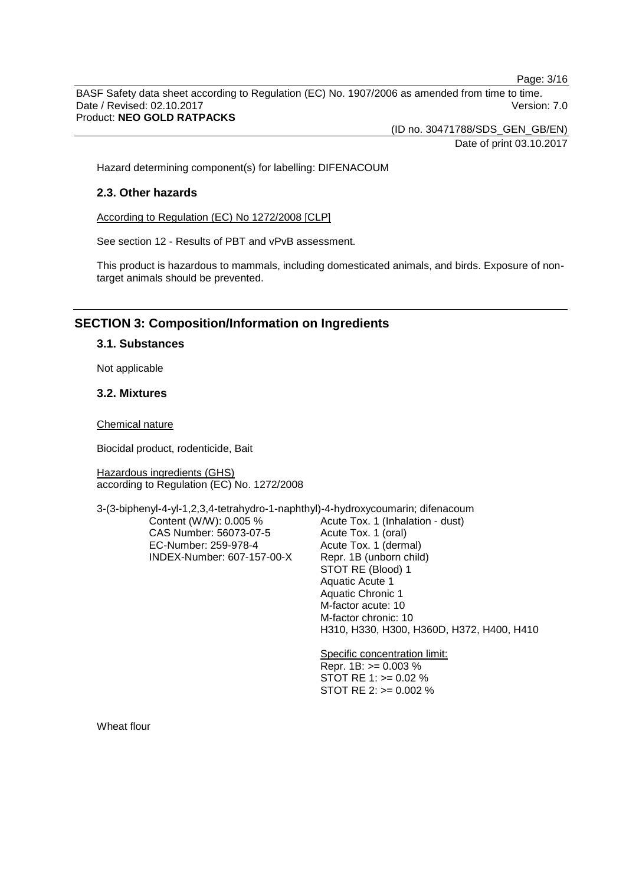Hazard determining component(s) for labelling: DIFENACOUM

### 2.3. Other hazards

According to Regulation (EC) No 1272/2008 [CLP]

See section 12 - Results of PBT and vPvB assessment.

This product is hazardous to mammals, including domesticated animals, and birds. Exposure of non-target animals should be prevented.

## SECTION 3: Composition/Information on Ingredients

### 3.1. Substances

Not applicable

### 3.2. Mixtures

Chemical nature

Biocidal product, rodenticide, Bait

Hazardous ingredients (GHS)
according to Regulation (EC) No. 1272/2008

3-(3-biphenyl-4-yl-1,2,3,4-tetrahydro-1-naphthyl)-4-hydroxycoumarin; difenacoum

| | |
|---|---|
| Content (W/W): 0.005 % | Acute Tox. 1 (Inhalation - dust) |
| CAS Number: 56073-07-5 | Acute Tox. 1 (oral) |
| EC-Number: 259-978-4 | Acute Tox. 1 (dermal) |
| INDEX-Number: 607-157-00-X | Repr. 1B (unborn child) |
| | STOT RE (Blood) 1 |
| | Aquatic Acute 1 |
| | Aquatic Chronic 1 |
| | M-factor acute: 10 |
| | M-factor chronic: 10 |
| | H310, H330, H300, H360D, H372, H400, H410 |
| | |
| | Specific concentration limit: |
| | Repr. 1B: >= 0.003 % |
| | STOT RE 1: >= 0.02 % |
| | STOT RE 2: >= 0.002 % |

Wheat flour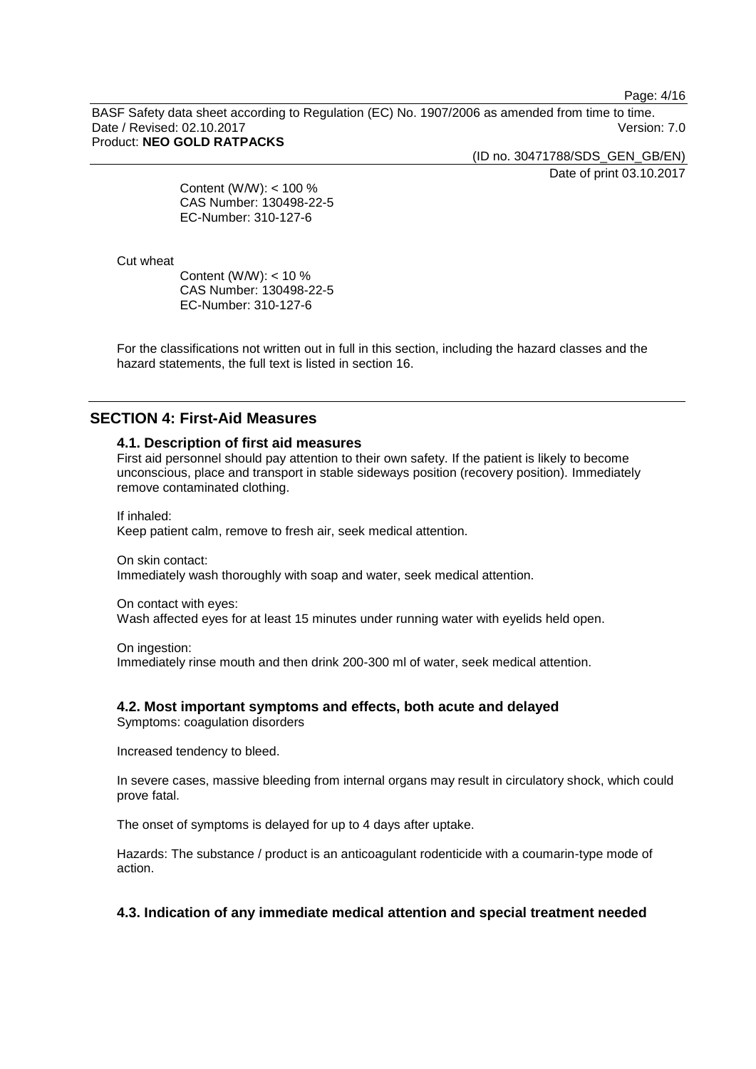Content (W/W): < 100 %
CAS Number: 130498-22-5
EC-Number: 310-127-6

Cut wheat

Content (W/W): < 10 %
CAS Number: 130498-22-5
EC-Number: 310-127-6

For the classifications not written out in full in this section, including the hazard classes and the hazard statements, the full text is listed in section 16.

## SECTION 4: First-Aid Measures

### 4.1. Description of first aid measures

First aid personnel should pay attention to their own safety. If the patient is likely to become unconscious, place and transport in stable sideways position (recovery position). Immediately remove contaminated clothing.

If inhaled:
Keep patient calm, remove to fresh air, seek medical attention.

On skin contact:
Immediately wash thoroughly with soap and water, seek medical attention.

On contact with eyes:
Wash affected eyes for at least 15 minutes under running water with eyelids held open.

On ingestion:
Immediately rinse mouth and then drink 200-300 ml of water, seek medical attention.

### 4.2. Most important symptoms and effects, both acute and delayed

Symptoms: coagulation disorders

Increased tendency to bleed.

In severe cases, massive bleeding from internal organs may result in circulatory shock, which could prove fatal.

The onset of symptoms is delayed for up to 4 days after uptake.

Hazards: The substance / product is an anticoagulant rodenticide with a coumarin-type mode of action.

### 4.3. Indication of any immediate medical attention and special treatment needed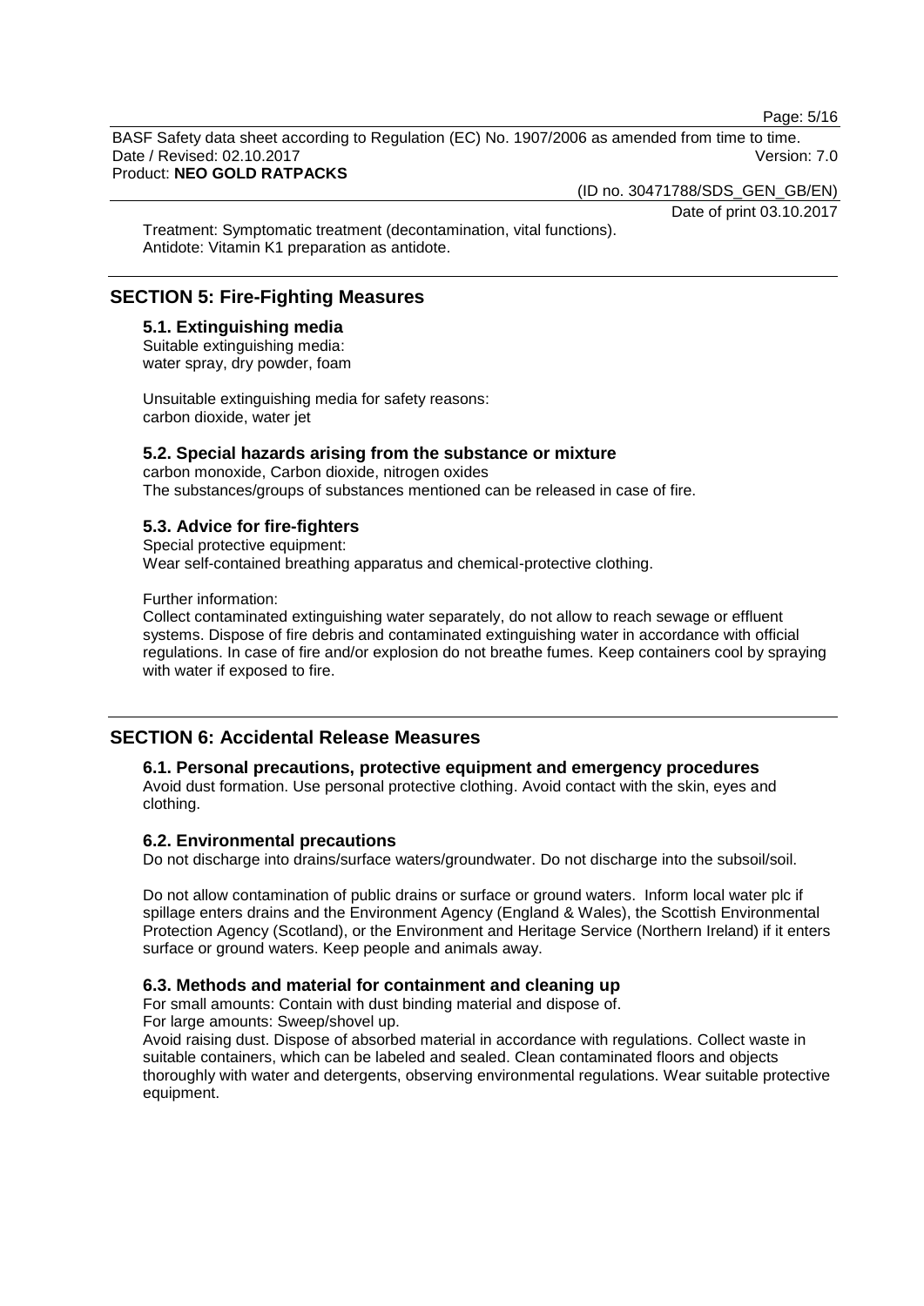Treatment: Symptomatic treatment (decontamination, vital functions).
Antidote: Vitamin K1 preparation as antidote.

## SECTION 5: Fire-Fighting Measures

### 5.1. Extinguishing media

Suitable extinguishing media:
water spray, dry powder, foam

Unsuitable extinguishing media for safety reasons:
carbon dioxide, water jet

### 5.2. Special hazards arising from the substance or mixture

carbon monoxide, Carbon dioxide, nitrogen oxides
The substances/groups of substances mentioned can be released in case of fire.

### 5.3. Advice for fire-fighters

Special protective equipment:
Wear self-contained breathing apparatus and chemical-protective clothing.

Further information:
Collect contaminated extinguishing water separately, do not allow to reach sewage or effluent systems. Dispose of fire debris and contaminated extinguishing water in accordance with official regulations. In case of fire and/or explosion do not breathe fumes. Keep containers cool by spraying with water if exposed to fire.

## SECTION 6: Accidental Release Measures

### 6.1. Personal precautions, protective equipment and emergency procedures

Avoid dust formation. Use personal protective clothing. Avoid contact with the skin, eyes and clothing.

### 6.2. Environmental precautions

Do not discharge into drains/surface waters/groundwater. Do not discharge into the subsoil/soil.

Do not allow contamination of public drains or surface or ground waters. Inform local water plc if spillage enters drains and the Environment Agency (England & Wales), the Scottish Environmental Protection Agency (Scotland), or the Environment and Heritage Service (Northern Ireland) if it enters surface or ground waters. Keep people and animals away.

### 6.3. Methods and material for containment and cleaning up

For small amounts: Contain with dust binding material and dispose of.
For large amounts: Sweep/shovel up.
Avoid raising dust. Dispose of absorbed material in accordance with regulations. Collect waste in suitable containers, which can be labeled and sealed. Clean contaminated floors and objects thoroughly with water and detergents, observing environmental regulations. Wear suitable protective equipment.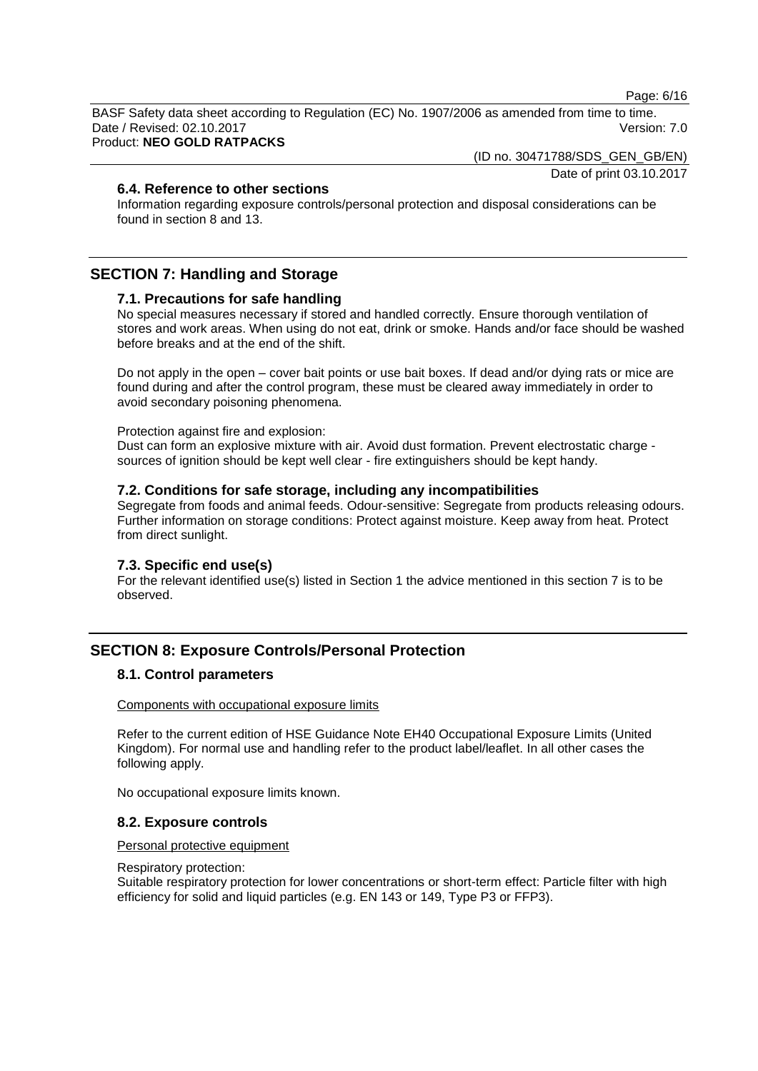### 6.4. Reference to other sections

Information regarding exposure controls/personal protection and disposal considerations can be found in section 8 and 13.

## SECTION 7: Handling and Storage

### 7.1. Precautions for safe handling

No special measures necessary if stored and handled correctly. Ensure thorough ventilation of stores and work areas. When using do not eat, drink or smoke. Hands and/or face should be washed before breaks and at the end of the shift.

Do not apply in the open – cover bait points or use bait boxes. If dead and/or dying rats or mice are found during and after the control program, these must be cleared away immediately in order to avoid secondary poisoning phenomena.

Protection against fire and explosion:
Dust can form an explosive mixture with air. Avoid dust formation. Prevent electrostatic charge - sources of ignition should be kept well clear - fire extinguishers should be kept handy.

### 7.2. Conditions for safe storage, including any incompatibilities

Segregate from foods and animal feeds. Odour-sensitive: Segregate from products releasing odours.
Further information on storage conditions: Protect against moisture. Keep away from heat. Protect from direct sunlight.

### 7.3. Specific end use(s)

For the relevant identified use(s) listed in Section 1 the advice mentioned in this section 7 is to be observed.

## SECTION 8: Exposure Controls/Personal Protection

### 8.1. Control parameters

Components with occupational exposure limits

Refer to the current edition of HSE Guidance Note EH40 Occupational Exposure Limits (United Kingdom). For normal use and handling refer to the product label/leaflet. In all other cases the following apply.

No occupational exposure limits known.

### 8.2. Exposure controls

Personal protective equipment

Respiratory protection:
Suitable respiratory protection for lower concentrations or short-term effect: Particle filter with high efficiency for solid and liquid particles (e.g. EN 143 or 149, Type P3 or FFP3).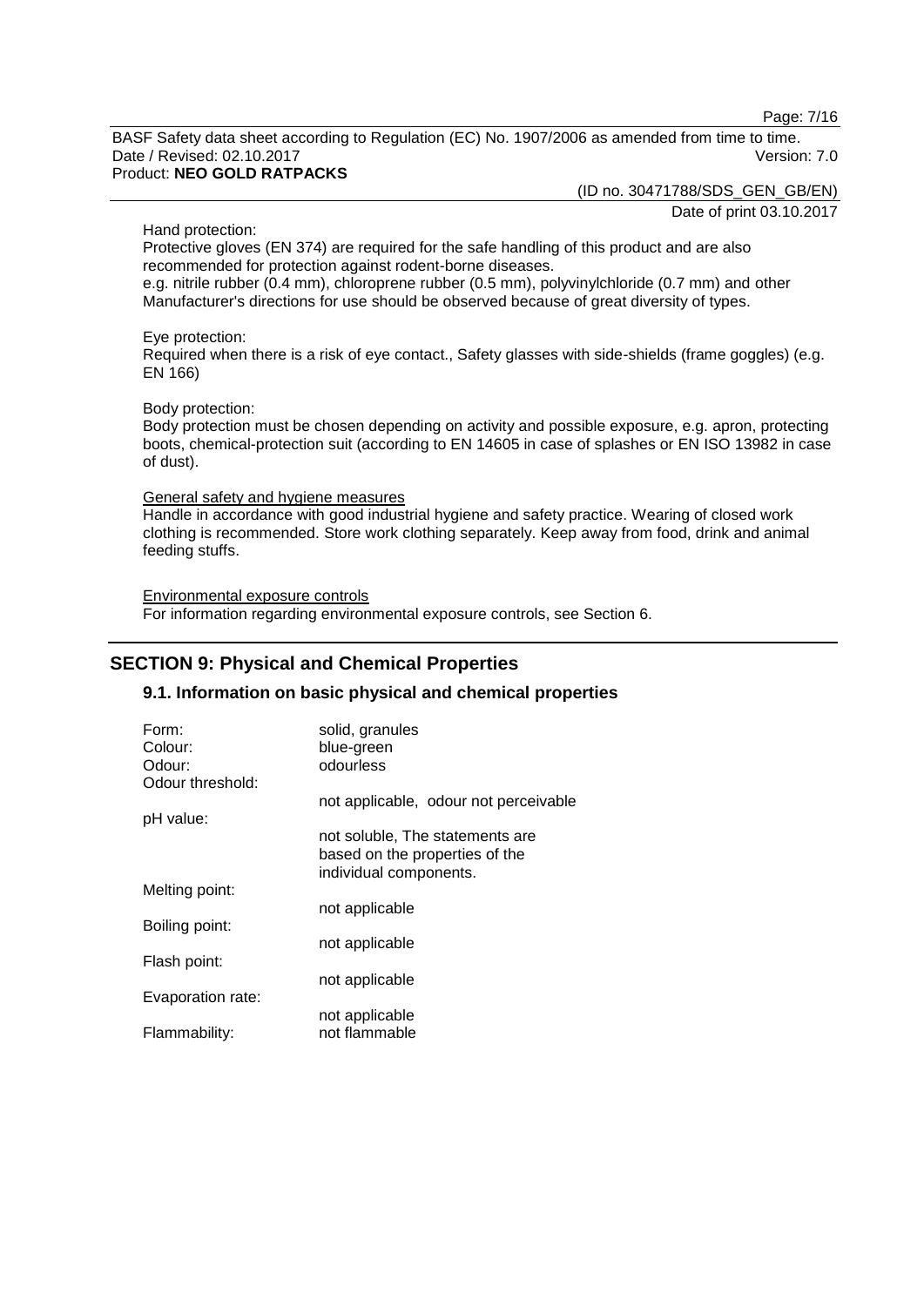Hand protection:
Protective gloves (EN 374) are required for the safe handling of this product and are also recommended for protection against rodent-borne diseases.
e.g. nitrile rubber (0.4 mm), chloroprene rubber (0.5 mm), polyvinylchloride (0.7 mm) and other
Manufacturer's directions for use should be observed because of great diversity of types.

Eye protection:
Required when there is a risk of eye contact., Safety glasses with side-shields (frame goggles) (e.g. EN 166)

Body protection:
Body protection must be chosen depending on activity and possible exposure, e.g. apron, protecting boots, chemical-protection suit (according to EN 14605 in case of splashes or EN ISO 13982 in case of dust).

General safety and hygiene measures
Handle in accordance with good industrial hygiene and safety practice. Wearing of closed work clothing is recommended. Store work clothing separately. Keep away from food, drink and animal feeding stuffs.

Environmental exposure controls
For information regarding environmental exposure controls, see Section 6.

## SECTION 9: Physical and Chemical Properties

### 9.1. Information on basic physical and chemical properties

| | |
|---|---|
| Form: | solid, granules |
| Colour: | blue-green |
| Odour: | odourless |
| Odour threshold: | not applicable, odour not perceivable |
| pH value: | not soluble, The statements are based on the properties of the individual components. |
| Melting point: | not applicable |
| Boiling point: | not applicable |
| Flash point: | not applicable |
| Evaporation rate: | not applicable |
| Flammability: | not flammable |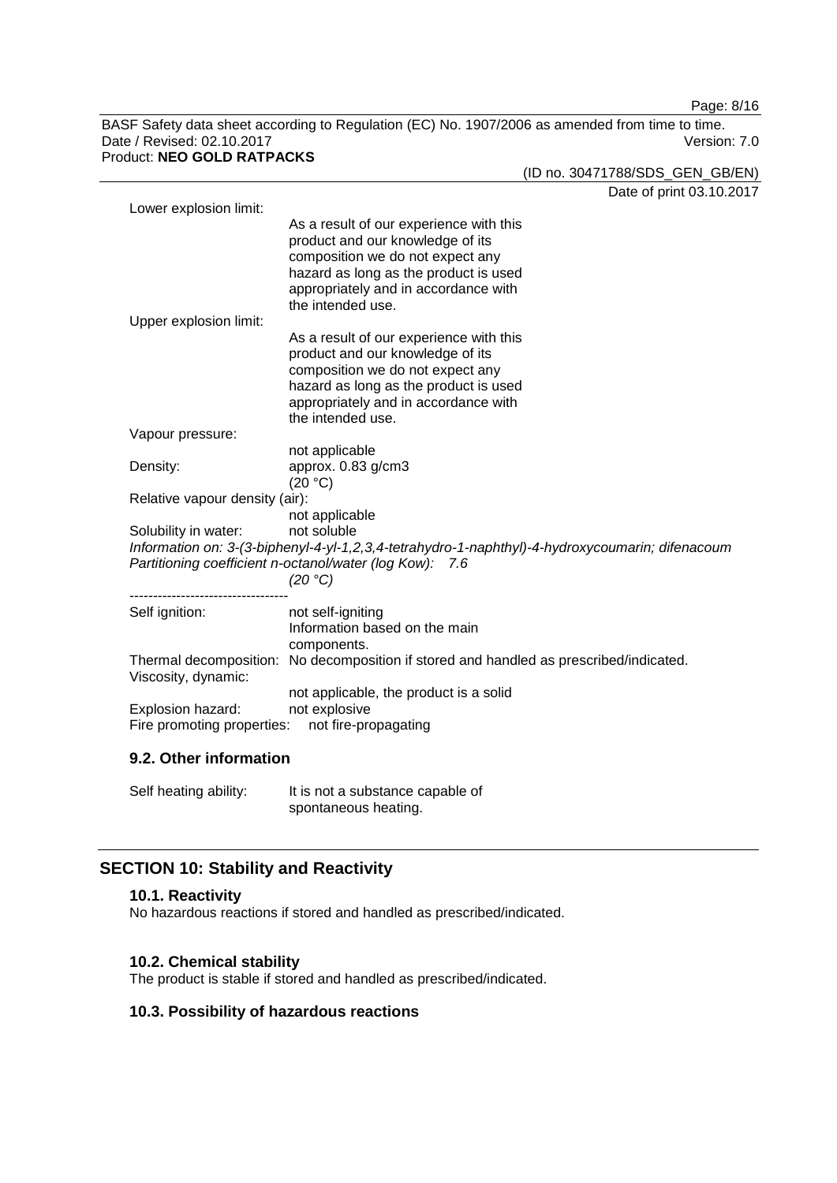Lower explosion limit:
As a result of our experience with this product and our knowledge of its composition we do not expect any hazard as long as the product is used appropriately and in accordance with the intended use.

Upper explosion limit:
As a result of our experience with this product and our knowledge of its composition we do not expect any hazard as long as the product is used appropriately and in accordance with the intended use.

Vapour pressure:
not applicable

Density: approx. 0.83 g/cm3 (20 °C)

Relative vapour density (air):
not applicable

Solubility in water: not soluble

*Information on: 3-(3-biphenyl-4-yl-1,2,3,4-tetrahydro-1-naphthyl)-4-hydroxycoumarin; difenacoum*
*Partitioning coefficient n-octanol/water (log Kow): 7.6*
*(20 °C)*

----------------------------------

Self ignition: not self-igniting
Information based on the main components.

Thermal decomposition: No decomposition if stored and handled as prescribed/indicated.

Viscosity, dynamic:
not applicable, the product is a solid

Explosion hazard: not explosive

Fire promoting properties: not fire-propagating

### 9.2. Other information

Self heating ability: It is not a substance capable of spontaneous heating.

## SECTION 10: Stability and Reactivity

### 10.1. Reactivity

No hazardous reactions if stored and handled as prescribed/indicated.

### 10.2. Chemical stability

The product is stable if stored and handled as prescribed/indicated.

### 10.3. Possibility of hazardous reactions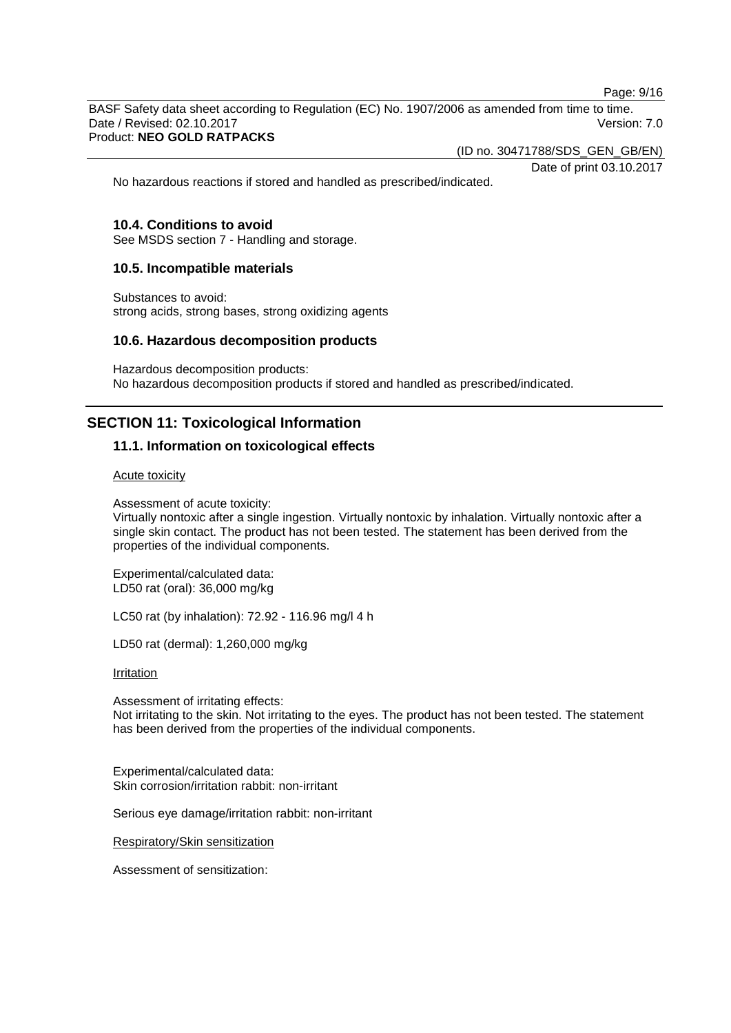No hazardous reactions if stored and handled as prescribed/indicated.

### 10.4. Conditions to avoid

See MSDS section 7 - Handling and storage.

### 10.5. Incompatible materials

Substances to avoid:
strong acids, strong bases, strong oxidizing agents

### 10.6. Hazardous decomposition products

Hazardous decomposition products:
No hazardous decomposition products if stored and handled as prescribed/indicated.

## SECTION 11: Toxicological Information

### 11.1. Information on toxicological effects

Acute toxicity

Assessment of acute toxicity:
Virtually nontoxic after a single ingestion. Virtually nontoxic by inhalation. Virtually nontoxic after a single skin contact. The product has not been tested. The statement has been derived from the properties of the individual components.

Experimental/calculated data:
LD50 rat (oral): 36,000 mg/kg

LC50 rat (by inhalation): 72.92 - 116.96 mg/l 4 h

LD50 rat (dermal): 1,260,000 mg/kg

Irritation

Assessment of irritating effects:
Not irritating to the skin. Not irritating to the eyes. The product has not been tested. The statement has been derived from the properties of the individual components.

Experimental/calculated data:
Skin corrosion/irritation rabbit: non-irritant

Serious eye damage/irritation rabbit: non-irritant

Respiratory/Skin sensitization

Assessment of sensitization: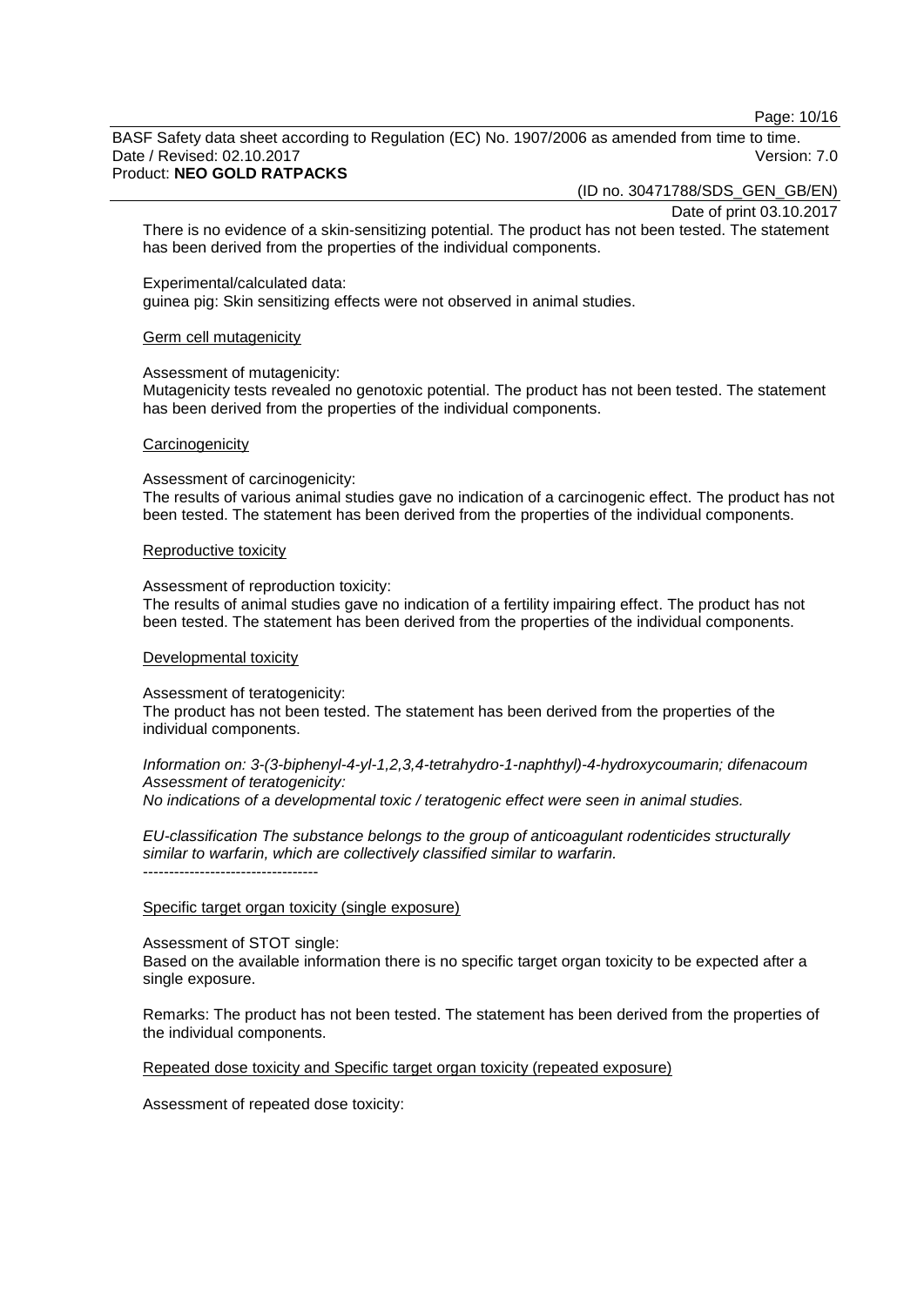There is no evidence of a skin-sensitizing potential. The product has not been tested. The statement has been derived from the properties of the individual components.

Experimental/calculated data:
guinea pig: Skin sensitizing effects were not observed in animal studies.

Germ cell mutagenicity

Assessment of mutagenicity:
Mutagenicity tests revealed no genotoxic potential. The product has not been tested. The statement has been derived from the properties of the individual components.

Carcinogenicity

Assessment of carcinogenicity:
The results of various animal studies gave no indication of a carcinogenic effect. The product has not been tested. The statement has been derived from the properties of the individual components.

Reproductive toxicity

Assessment of reproduction toxicity:
The results of animal studies gave no indication of a fertility impairing effect. The product has not been tested. The statement has been derived from the properties of the individual components.

Developmental toxicity

Assessment of teratogenicity:
The product has not been tested. The statement has been derived from the properties of the individual components.

*Information on: 3-(3-biphenyl-4-yl-1,2,3,4-tetrahydro-1-naphthyl)-4-hydroxycoumarin; difenacoum*
*Assessment of teratogenicity:*
*No indications of a developmental toxic / teratogenic effect were seen in animal studies.*

*EU-classification The substance belongs to the group of anticoagulant rodenticides structurally similar to warfarin, which are collectively classified similar to warfarin.*

----------------------------------

Specific target organ toxicity (single exposure)

Assessment of STOT single:
Based on the available information there is no specific target organ toxicity to be expected after a single exposure.

Remarks: The product has not been tested. The statement has been derived from the properties of the individual components.

Repeated dose toxicity and Specific target organ toxicity (repeated exposure)

Assessment of repeated dose toxicity: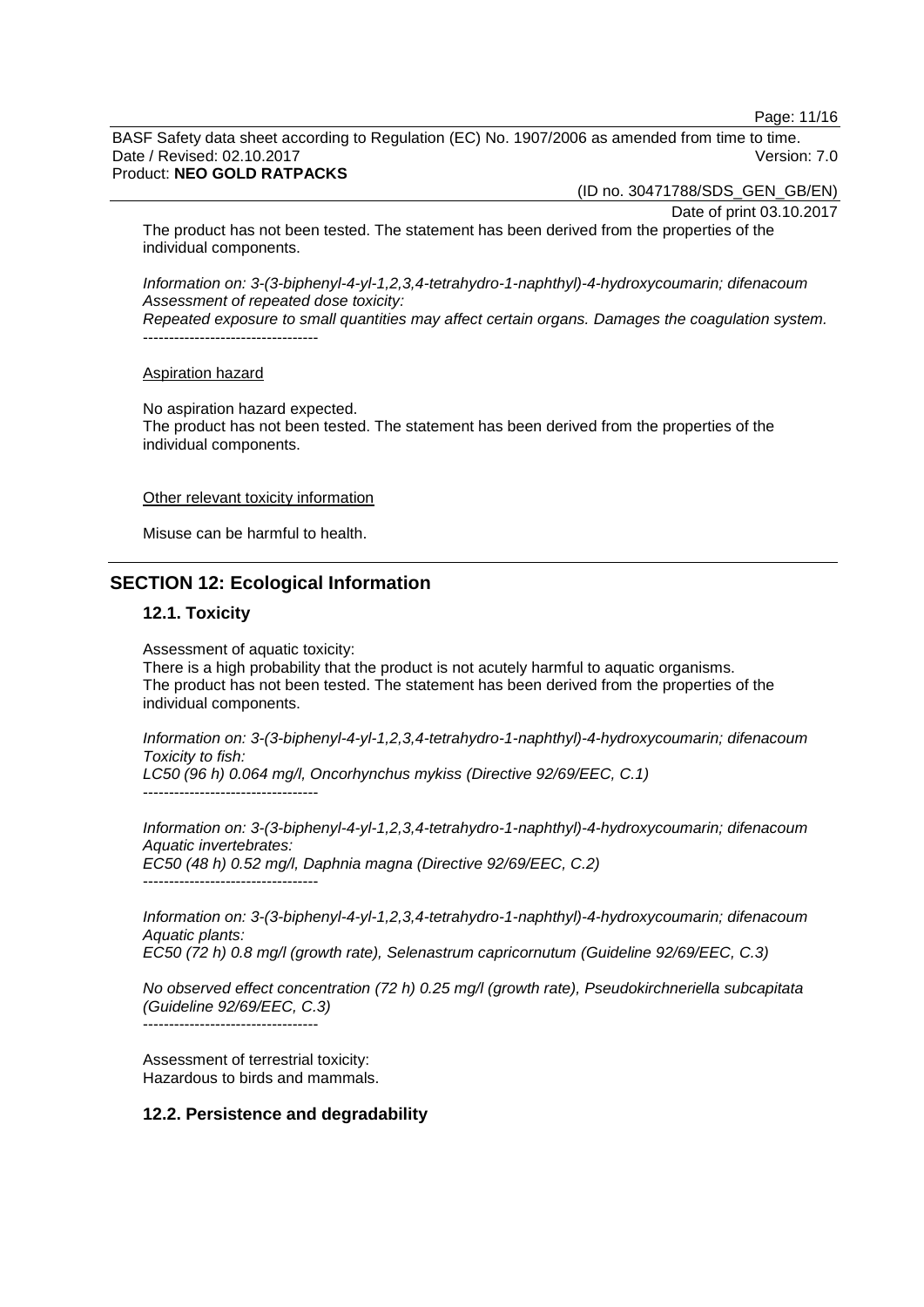The product has not been tested. The statement has been derived from the properties of the individual components.

*Information on: 3-(3-biphenyl-4-yl-1,2,3,4-tetrahydro-1-naphthyl)-4-hydroxycoumarin; difenacoum*
*Assessment of repeated dose toxicity:*
*Repeated exposure to small quantities may affect certain organs. Damages the coagulation system.*
----------------------------------

Aspiration hazard

No aspiration hazard expected.
The product has not been tested. The statement has been derived from the properties of the individual components.

Other relevant toxicity information

Misuse can be harmful to health.

## SECTION 12: Ecological Information

### 12.1. Toxicity

Assessment of aquatic toxicity:
There is a high probability that the product is not acutely harmful to aquatic organisms.
The product has not been tested. The statement has been derived from the properties of the individual components.

*Information on: 3-(3-biphenyl-4-yl-1,2,3,4-tetrahydro-1-naphthyl)-4-hydroxycoumarin; difenacoum*
*Toxicity to fish:*
*LC50 (96 h) 0.064 mg/l, Oncorhynchus mykiss (Directive 92/69/EEC, C.1)*
----------------------------------

*Information on: 3-(3-biphenyl-4-yl-1,2,3,4-tetrahydro-1-naphthyl)-4-hydroxycoumarin; difenacoum*
*Aquatic invertebrates:*
*EC50 (48 h) 0.52 mg/l, Daphnia magna (Directive 92/69/EEC, C.2)*
----------------------------------

*Information on: 3-(3-biphenyl-4-yl-1,2,3,4-tetrahydro-1-naphthyl)-4-hydroxycoumarin; difenacoum*
*Aquatic plants:*
*EC50 (72 h) 0.8 mg/l (growth rate), Selenastrum capricornutum (Guideline 92/69/EEC, C.3)*

*No observed effect concentration (72 h) 0.25 mg/l (growth rate), Pseudokirchneriella subcapitata (Guideline 92/69/EEC, C.3)*
----------------------------------

Assessment of terrestrial toxicity:
Hazardous to birds and mammals.

### 12.2. Persistence and degradability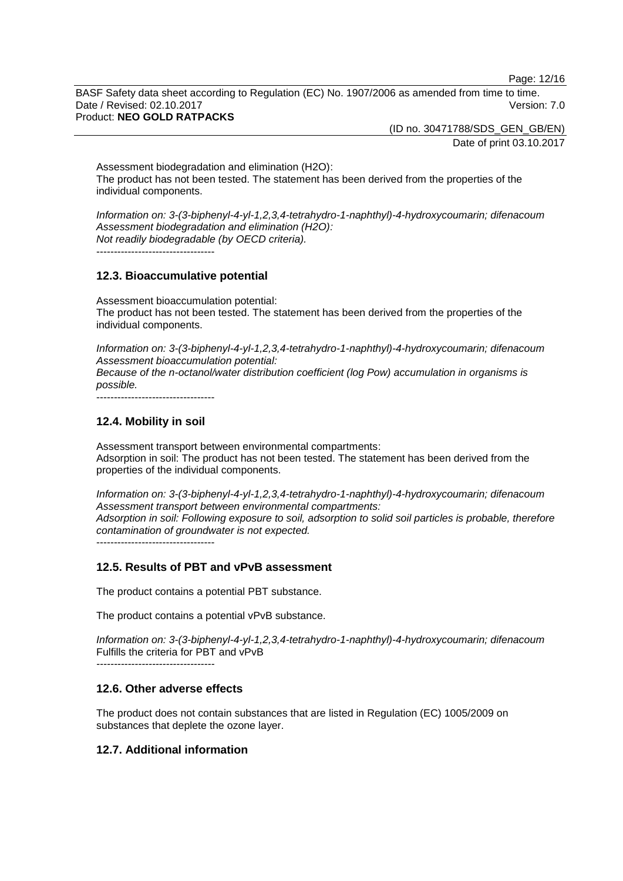Assessment biodegradation and elimination (H2O):
The product has not been tested. The statement has been derived from the properties of the individual components.

*Information on: 3-(3-biphenyl-4-yl-1,2,3,4-tetrahydro-1-naphthyl)-4-hydroxycoumarin; difenacoum*
*Assessment biodegradation and elimination (H2O):*
*Not readily biodegradable (by OECD criteria).*

----------------------------------

## 12.3. Bioaccumulative potential

Assessment bioaccumulation potential:
The product has not been tested. The statement has been derived from the properties of the individual components.

*Information on: 3-(3-biphenyl-4-yl-1,2,3,4-tetrahydro-1-naphthyl)-4-hydroxycoumarin; difenacoum*
*Assessment bioaccumulation potential:*
*Because of the n-octanol/water distribution coefficient (log Pow) accumulation in organisms is possible.*

----------------------------------

## 12.4. Mobility in soil

Assessment transport between environmental compartments:
Adsorption in soil: The product has not been tested. The statement has been derived from the properties of the individual components.

*Information on: 3-(3-biphenyl-4-yl-1,2,3,4-tetrahydro-1-naphthyl)-4-hydroxycoumarin; difenacoum*
*Assessment transport between environmental compartments:*
*Adsorption in soil: Following exposure to soil, adsorption to solid soil particles is probable, therefore contamination of groundwater is not expected.*

----------------------------------

## 12.5. Results of PBT and vPvB assessment

The product contains a potential PBT substance.

The product contains a potential vPvB substance.

*Information on: 3-(3-biphenyl-4-yl-1,2,3,4-tetrahydro-1-naphthyl)-4-hydroxycoumarin; difenacoum*
Fulfills the criteria for PBT and vPvB

----------------------------------

## 12.6. Other adverse effects

The product does not contain substances that are listed in Regulation (EC) 1005/2009 on substances that deplete the ozone layer.

## 12.7. Additional information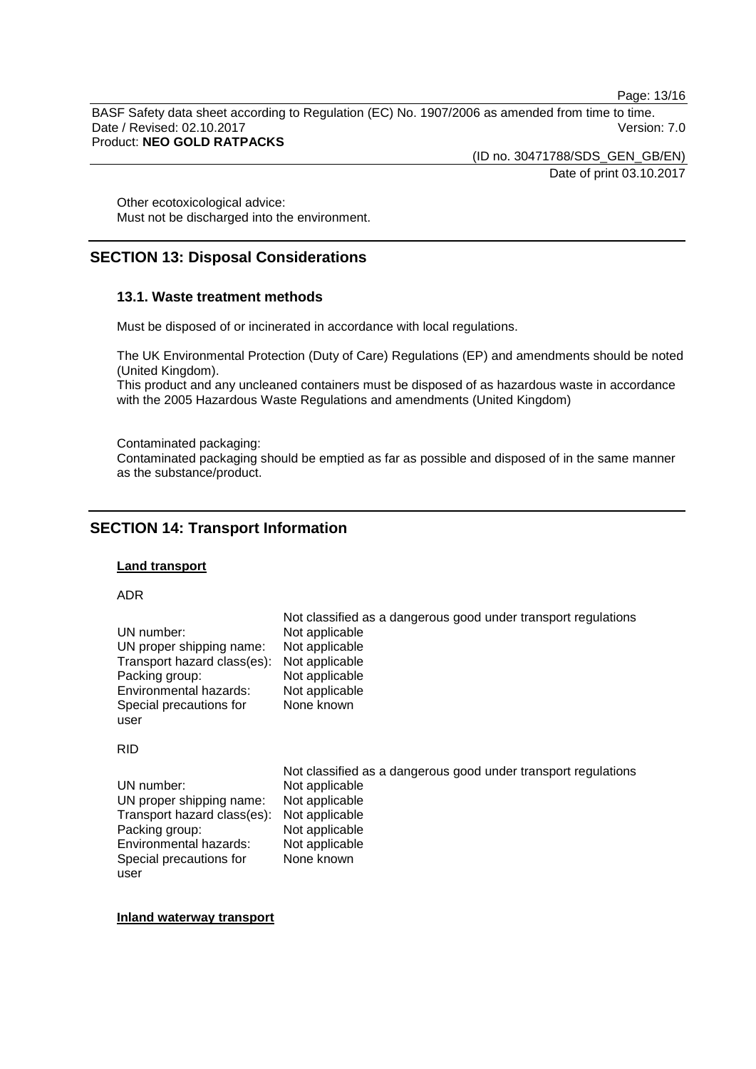Other ecotoxicological advice:
Must not be discharged into the environment.

## SECTION 13: Disposal Considerations

### 13.1. Waste treatment methods

Must be disposed of or incinerated in accordance with local regulations.

The UK Environmental Protection (Duty of Care) Regulations (EP) and amendments should be noted (United Kingdom).
This product and any uncleaned containers must be disposed of as hazardous waste in accordance with the 2005 Hazardous Waste Regulations and amendments (United Kingdom)

Contaminated packaging:
Contaminated packaging should be emptied as far as possible and disposed of in the same manner as the substance/product.

## SECTION 14: Transport Information

**Land transport**

ADR

| | Not classified as a dangerous good under transport regulations |
|---|---|
| UN number: | Not applicable |
| UN proper shipping name: | Not applicable |
| Transport hazard class(es): | Not applicable |
| Packing group: | Not applicable |
| Environmental hazards: | Not applicable |
| Special precautions for user | None known |

RID

| | Not classified as a dangerous good under transport regulations |
|---|---|
| UN number: | Not applicable |
| UN proper shipping name: | Not applicable |
| Transport hazard class(es): | Not applicable |
| Packing group: | Not applicable |
| Environmental hazards: | Not applicable |
| Special precautions for user | None known |

**Inland waterway transport**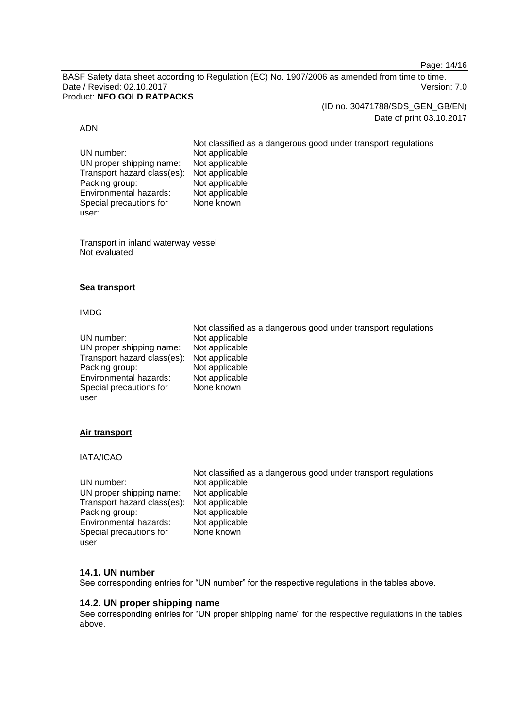ADN

| | |
|---|---|
| | Not classified as a dangerous good under transport regulations |
| UN number: | Not applicable |
| UN proper shipping name: | Not applicable |
| Transport hazard class(es): | Not applicable |
| Packing group: | Not applicable |
| Environmental hazards: | Not applicable |
| Special precautions for user: | None known |

Transport in inland waterway vessel
Not evaluated

**Sea transport**

IMDG

| | |
|---|---|
| | Not classified as a dangerous good under transport regulations |
| UN number: | Not applicable |
| UN proper shipping name: | Not applicable |
| Transport hazard class(es): | Not applicable |
| Packing group: | Not applicable |
| Environmental hazards: | Not applicable |
| Special precautions for user | None known |

**Air transport**

IATA/ICAO

| | |
|---|---|
| | Not classified as a dangerous good under transport regulations |
| UN number: | Not applicable |
| UN proper shipping name: | Not applicable |
| Transport hazard class(es): | Not applicable |
| Packing group: | Not applicable |
| Environmental hazards: | Not applicable |
| Special precautions for user | None known |

### 14.1. UN number

See corresponding entries for "UN number" for the respective regulations in the tables above.

### 14.2. UN proper shipping name

See corresponding entries for "UN proper shipping name" for the respective regulations in the tables above.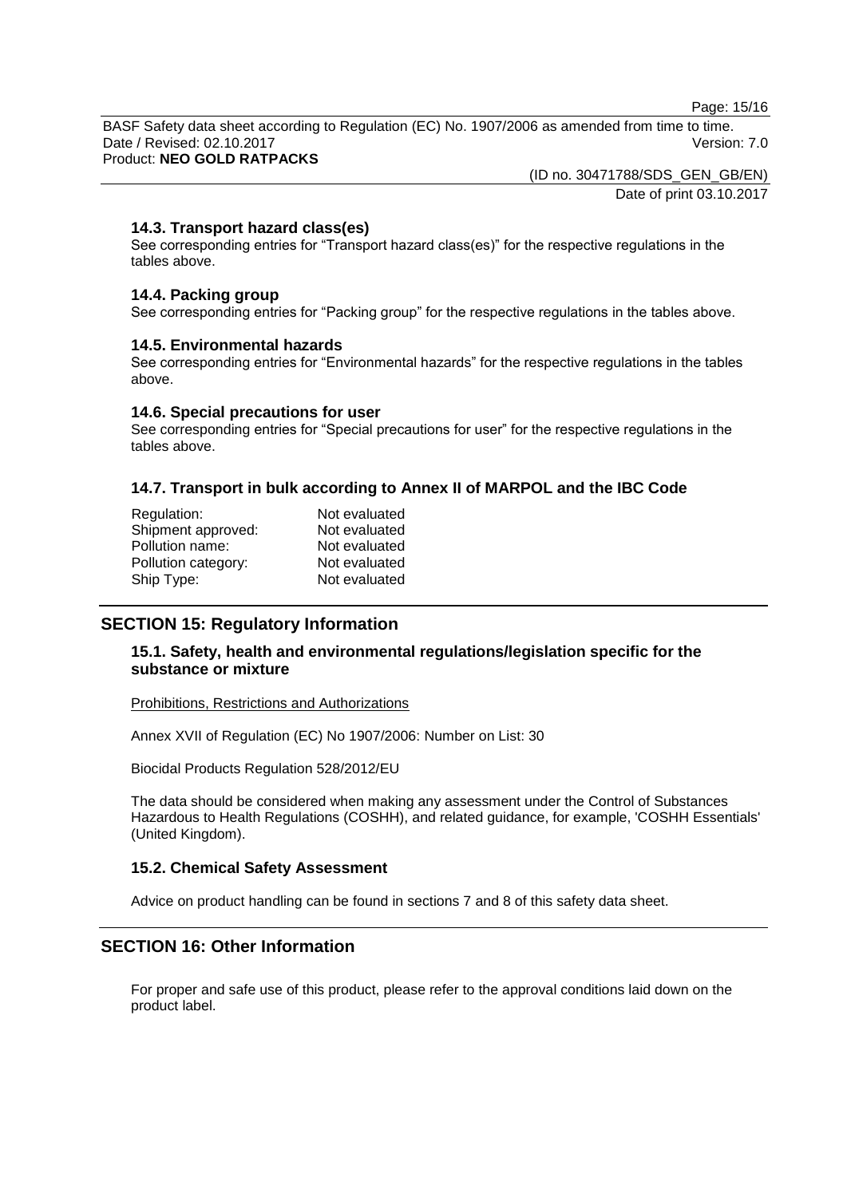### 14.3. Transport hazard class(es)

See corresponding entries for "Transport hazard class(es)" for the respective regulations in the tables above.

### 14.4. Packing group

See corresponding entries for "Packing group" for the respective regulations in the tables above.

### 14.5. Environmental hazards

See corresponding entries for "Environmental hazards" for the respective regulations in the tables above.

### 14.6. Special precautions for user

See corresponding entries for "Special precautions for user" for the respective regulations in the tables above.

### 14.7. Transport in bulk according to Annex II of MARPOL and the IBC Code

| | |
|---|---|
| Regulation: | Not evaluated |
| Shipment approved: | Not evaluated |
| Pollution name: | Not evaluated |
| Pollution category: | Not evaluated |
| Ship Type: | Not evaluated |

## SECTION 15: Regulatory Information

### 15.1. Safety, health and environmental regulations/legislation specific for the substance or mixture

Prohibitions, Restrictions and Authorizations

Annex XVII of Regulation (EC) No 1907/2006: Number on List: 30

Biocidal Products Regulation 528/2012/EU

The data should be considered when making any assessment under the Control of Substances Hazardous to Health Regulations (COSHH), and related guidance, for example, 'COSHH Essentials' (United Kingdom).

### 15.2. Chemical Safety Assessment

Advice on product handling can be found in sections 7 and 8 of this safety data sheet.

## SECTION 16: Other Information

For proper and safe use of this product, please refer to the approval conditions laid down on the product label.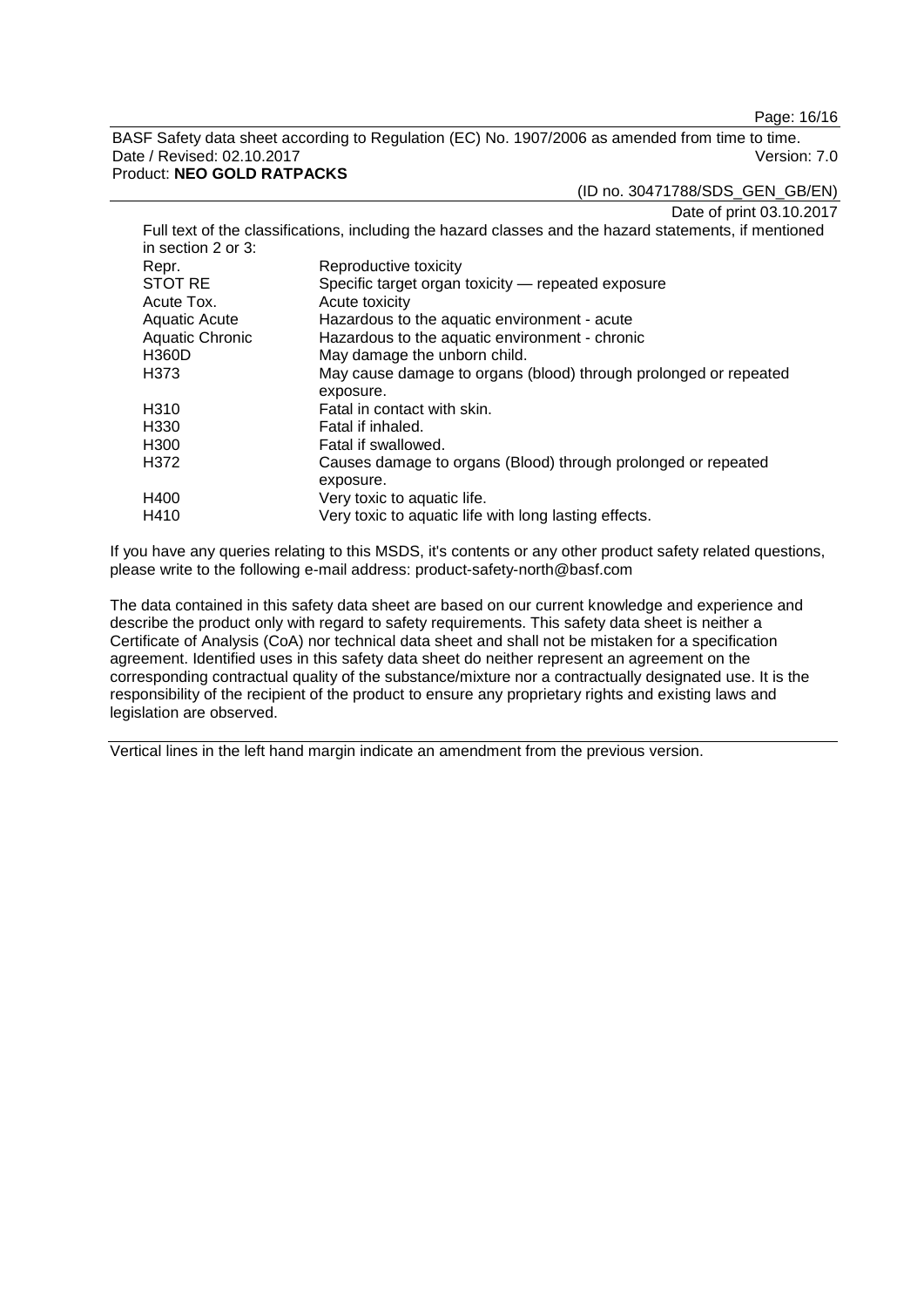Full text of the classifications, including the hazard classes and the hazard statements, if mentioned in section 2 or 3:

| | |
|---|---|
| Repr. | Reproductive toxicity |
| STOT RE | Specific target organ toxicity — repeated exposure |
| Acute Tox. | Acute toxicity |
| Aquatic Acute | Hazardous to the aquatic environment - acute |
| Aquatic Chronic | Hazardous to the aquatic environment - chronic |
| H360D | May damage the unborn child. |
| H373 | May cause damage to organs (blood) through prolonged or repeated exposure. |
| H310 | Fatal in contact with skin. |
| H330 | Fatal if inhaled. |
| H300 | Fatal if swallowed. |
| H372 | Causes damage to organs (Blood) through prolonged or repeated exposure. |
| H400 | Very toxic to aquatic life. |
| H410 | Very toxic to aquatic life with long lasting effects. |

If you have any queries relating to this MSDS, it's contents or any other product safety related questions, please write to the following e-mail address: product-safety-north@basf.com

The data contained in this safety data sheet are based on our current knowledge and experience and describe the product only with regard to safety requirements. This safety data sheet is neither a Certificate of Analysis (CoA) nor technical data sheet and shall not be mistaken for a specification agreement. Identified uses in this safety data sheet do neither represent an agreement on the corresponding contractual quality of the substance/mixture nor a contractually designated use. It is the responsibility of the recipient of the product to ensure any proprietary rights and existing laws and legislation are observed.

---

Vertical lines in the left hand margin indicate an amendment from the previous version.